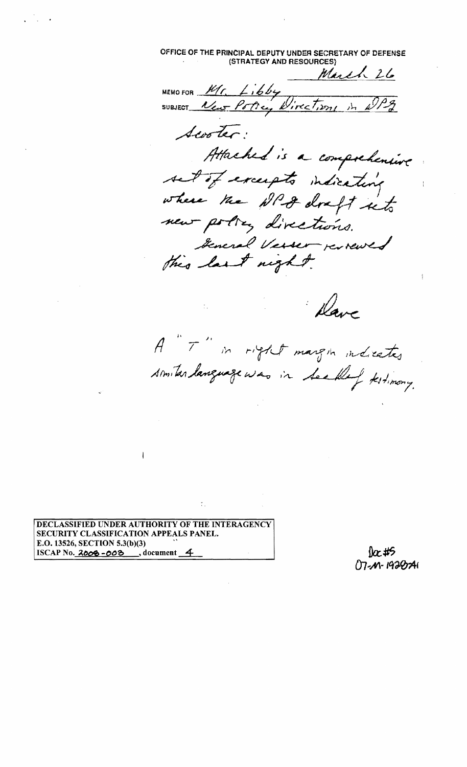OFFICE OF THE PRINCIPAL DEPUTY UNDER SECRETARY OF DEFENSE
(STRATEGY AND RESOURCES)

March 26

MEMO FOR Mr. Libby

SUBJECT New Policy Directions in DPG

Scooter:

Attached is a comprehensive set of excerpts indicating where the DPG draft sets new policy directions.

General Vessey reviewed this last night.

Dave

A "T" in right margin indicates similar language was in SecDef testimony.

DECLASSIFIED UNDER AUTHORITY OF THE INTERAGENCY SECURITY CLASSIFICATION APPEALS PANEL.
E.O. 13526, SECTION 5.3(b)(3)
ISCAP No. 2008-003, document 4

Doc #5
07-M-1928A1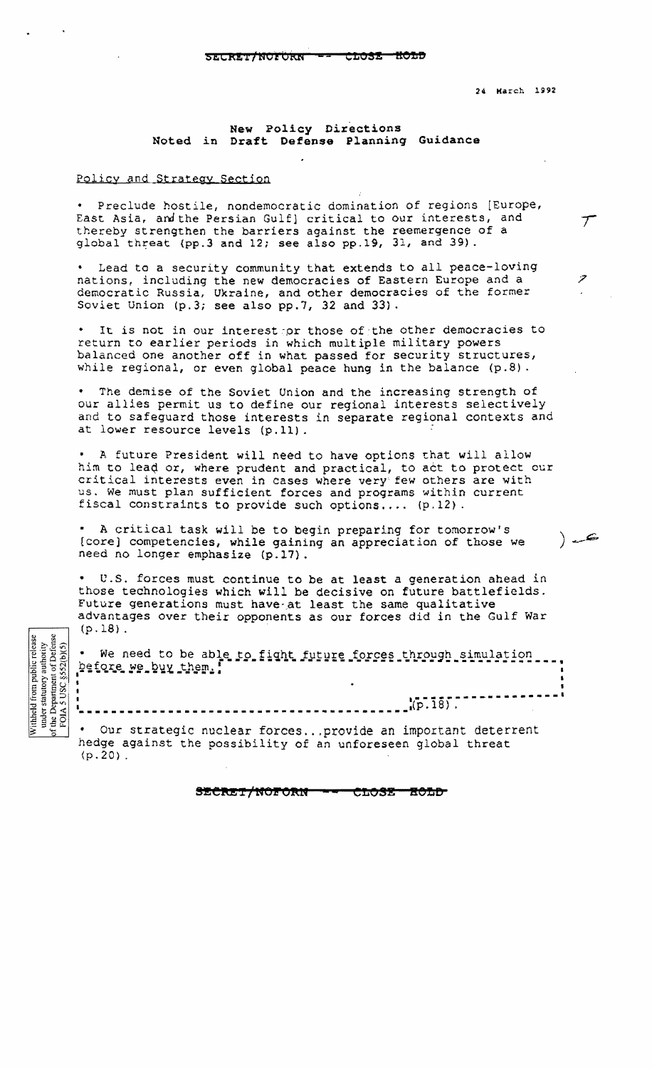SECRET/NOFORN -- CLOSE HOLD

24 March 1992

## New Policy Directions Noted in Draft Defense Planning Guidance

### Policy and Strategy Section

- Preclude hostile, nondemocratic domination of regions [Europe, East Asia, and the Persian Gulf] critical to our interests, and thereby strengthen the barriers against the reemergence of a global threat (pp.3 and 12; see also pp.19, 31, and 39).

- Lead to a security community that extends to all peace-loving nations, including the new democracies of Eastern Europe and a democratic Russia, Ukraine, and other democracies of the former Soviet Union (p.3; see also pp.7, 32 and 33).

- It is not in our interest or those of the other democracies to return to earlier periods in which multiple military powers balanced one another off in what passed for security structures, while regional, or even global peace hung in the balance (p.8).

- The demise of the Soviet Union and the increasing strength of our allies permit us to define our regional interests selectively and to safeguard those interests in separate regional contexts and at lower resource levels (p.11).

- A future President will need to have options that will allow him to lead or, where prudent and practical, to act to protect our critical interests even in cases where very few others are with us. We must plan sufficient forces and programs within current fiscal constraints to provide such options.... (p.12).

- A critical task will be to begin preparing for tomorrow's [core] competencies, while gaining an appreciation of those we need no longer emphasize (p.17).

- U.S. forces must continue to be at least a generation ahead in those technologies which will be decisive on future battlefields. Future generations must have at least the same qualitative advantages over their opponents as our forces did in the Gulf War (p.18).

- We need to be able to fight future forces through simulation before we buy them. [Withheld from public release under statutory authority of the Department of Defense FOIA 5 USC §552(b)(5)] (p.18).

- Our strategic nuclear forces...provide an important deterrent hedge against the possibility of an unforeseen global threat (p.20).

SECRET/NOFORN -- CLOSE HOLD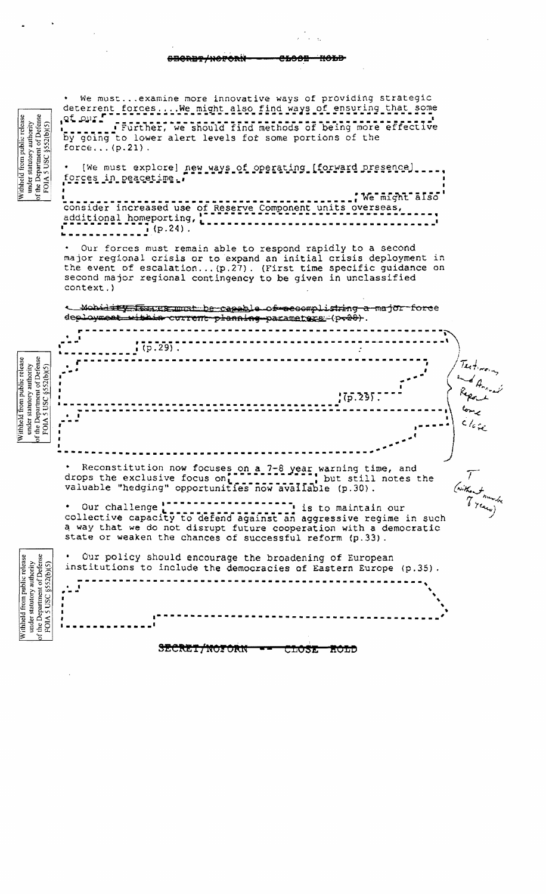SECRET/NOFORN — CLOSE HOLD

Withheld from public release under statutory authority of the Department of Defense FOIA 5 USC §552(b)(5)

- We must...examine more innovative ways of providing strategic deterrent forces....We might also find ways of ensuring that some of our [ ] Further, we should find methods of being more effective by going to lower alert levels for some portions of the force...(p.21).

- [We must explore] new ways of operating [forward presence] forces in peacetime. [ ] We might also consider increased use of Reserve Component units overseas, additional homeporting, [ ] (p.24).

- Our forces must remain able to respond rapidly to a second major regional crisis or to expand an initial crisis deployment in the event of escalation...(p.27). (First time specific guidance on second major regional contingency to be given in unclassified context.)

- ~~Mobility forces must be capable of accomplishing a major force deployment within current planning parameters (p.28).~~

Withheld from public release under statutory authority of the Department of Defense FOIA 5 USC §552(b)(5)

- [ ] (p.29).

- [ ] (p.29).

- [ ]

Testimony and Annual Report close

- Reconstitution now focuses on a 7-8 year warning time, and drops the exclusive focus on [ ] but still notes the valuable "hedging" opportunities now available (p.30).

(without number 7 years)

- Our challenge [ ] is to maintain our collective capacity to defend against an aggressive regime in such a way that we do not disrupt future cooperation with a democratic state or weaken the chances of successful reform (p.33).

Withheld from public release under statutory authority of the Department of Defense FOIA 5 USC §552(b)(5)

- Our policy should encourage the broadening of European institutions to include the democracies of Eastern Europe (p.35).

- [ ]

SECRET/NOFORN -- CLOSE HOLD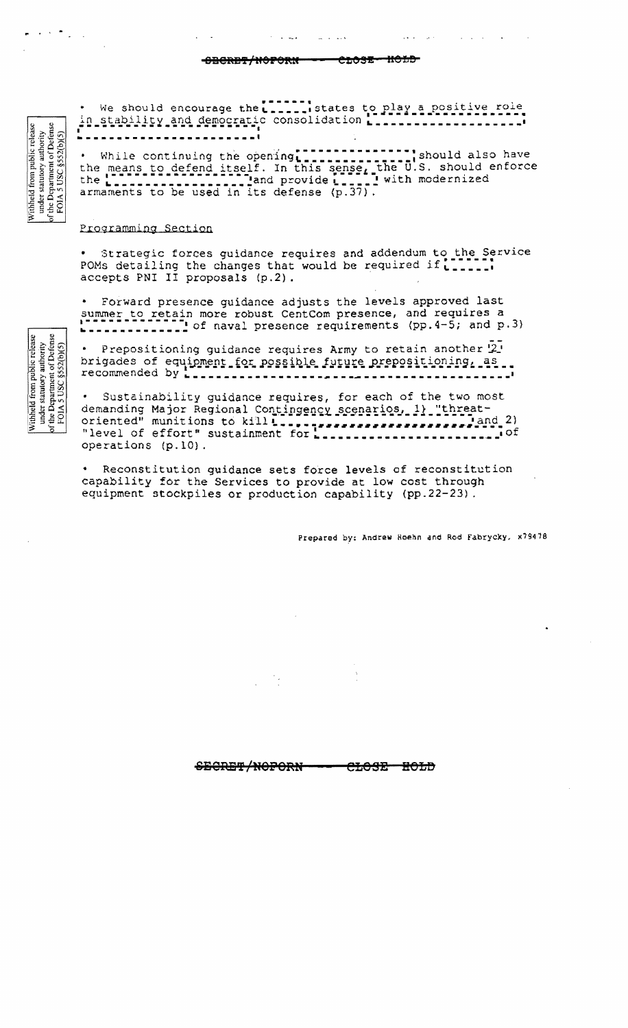SECRET/NOFORN — CLOSE HOLD

Withheld from public release under statutory authority of the Department of Defense FOIA 5 USC §552(b)(5)

- We should encourage the [ ] states to play a positive role in stability and democratic consolidation [ ]
- While continuing the opening [ ] should also have the means to defend itself. In this sense, the U.S. should enforce the [ ] and provide [ ] with modernized armaments to be used in its defense (p.37).

## Programming Section

Withheld from public release under statutory authority of the Department of Defense FOIA 5 USC §552(b)(5)

- Strategic forces guidance requires and addendum to the Service POMs detailing the changes that would be required if [ ] accepts PNI II proposals (p.2).
- Forward presence guidance adjusts the levels approved last summer to retain more robust CentCom presence, and requires a [ ] of naval presence requirements (pp.4-5; and p.3)
- Prepositioning guidance requires Army to retain another 2 brigades of equipment for possible future prepositioning, as recommended by [ ]
- Sustainability guidance requires, for each of the two most demanding Major Regional Contingency scenarios, 1) "threat-oriented" munitions to kill [ ] and 2) "level of effort" sustainment for [ ] of operations (p.10).
- Reconstitution guidance sets force levels of reconstitution capability for the Services to provide at low cost through equipment stockpiles or production capability (pp.22-23).

Prepared by: Andrew Hoehn and Rod Fabrycky, x79478

SECRET/NOFORN — CLOSE HOLD